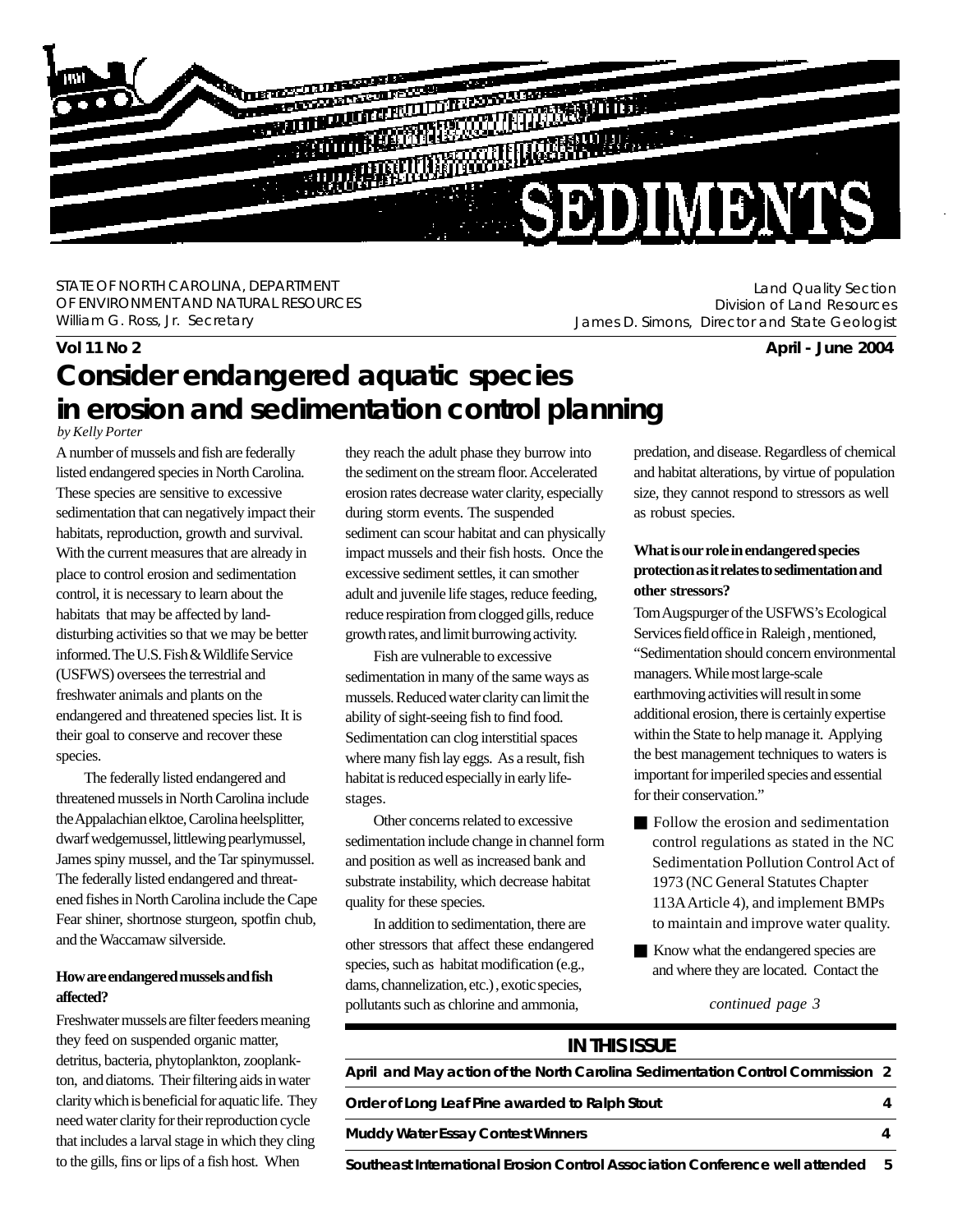# SEDIMENTS

STATE OF NORTH CAROLINA, DEPARTMENT OF ENVIRONMENT AND NATURAL RESOURCES
William G. Ross, Jr. Secretary

Land Quality Section
Division of Land Resources
James D. Simons, Director and State Geologist

**Vol 11 No 2** **April - June 2004**

## Consider endangered aquatic species in erosion and sedimentation control planning

*by Kelly Porter*

A number of mussels and fish are federally listed endangered species in North Carolina. These species are sensitive to excessive sedimentation that can negatively impact their habitats, reproduction, growth and survival. With the current measures that are already in place to control erosion and sedimentation control, it is necessary to learn about the habitats that may be affected by land-disturbing activities so that we may be better informed. The U.S. Fish & Wildlife Service (USFWS) oversees the terrestrial and freshwater animals and plants on the endangered and threatened species list. It is their goal to conserve and recover these species.

The federally listed endangered and threatened mussels in North Carolina include the Appalachian elktoe, Carolina heelsplitter, dwarf wedgemussel, littlewing pearlymussel, James spiny mussel, and the Tar spinymussel. The federally listed endangered and threatened fishes in North Carolina include the Cape Fear shiner, shortnose sturgeon, spotfin chub, and the Waccamaw silverside.

### How are endangered mussels and fish affected?

Freshwater mussels are filter feeders meaning they feed on suspended organic matter, detritus, bacteria, phytoplankton, zooplankton, and diatoms. Their filtering aids in water clarity which is beneficial for aquatic life. They need water clarity for their reproduction cycle that includes a larval stage in which they cling to the gills, fins or lips of a fish host. When they reach the adult phase they burrow into the sediment on the stream floor. Accelerated erosion rates decrease water clarity, especially during storm events. The suspended sediment can scour habitat and can physically impact mussels and their fish hosts. Once the excessive sediment settles, it can smother adult and juvenile life stages, reduce feeding, reduce respiration from clogged gills, reduce growth rates, and limit burrowing activity.

Fish are vulnerable to excessive sedimentation in many of the same ways as mussels. Reduced water clarity can limit the ability of sight-seeing fish to find food. Sedimentation can clog interstitial spaces where many fish lay eggs. As a result, fish habitat is reduced especially in early life-stages.

Other concerns related to excessive sedimentation include change in channel form and position as well as increased bank and substrate instability, which decrease habitat quality for these species.

In addition to sedimentation, there are other stressors that affect these endangered species, such as habitat modification (e.g., dams, channelization, etc.), exotic species, pollutants such as chlorine and ammonia, predation, and disease. Regardless of chemical and habitat alterations, by virtue of population size, they cannot respond to stressors as well as robust species.

### What is our role in endangered species protection as it relates to sedimentation and other stressors?

Tom Augspurger of the USFWS's Ecological Services field office in Raleigh, mentioned, "Sedimentation should concern environmental managers. While most large-scale earthmoving activities will result in some additional erosion, there is certainly expertise within the State to help manage it. Applying the best management techniques to waters is important for imperiled species and essential for their conservation."

- Follow the erosion and sedimentation control regulations as stated in the NC Sedimentation Pollution Control Act of 1973 (NC General Statutes Chapter 113A Article 4), and implement BMPs to maintain and improve water quality.
- Know what the endangered species are and where they are located. Contact the

*continued page 3*

### IN THIS ISSUE

| | |
|---|---|
| April and May action of the North Carolina Sedimentation Control Commission | 2 |
| Order of Long Leaf Pine awarded to Ralph Stout | 4 |
| Muddy Water Essay Contest Winners | 4 |
| Southeast International Erosion Control Association Conference well attended | 5 |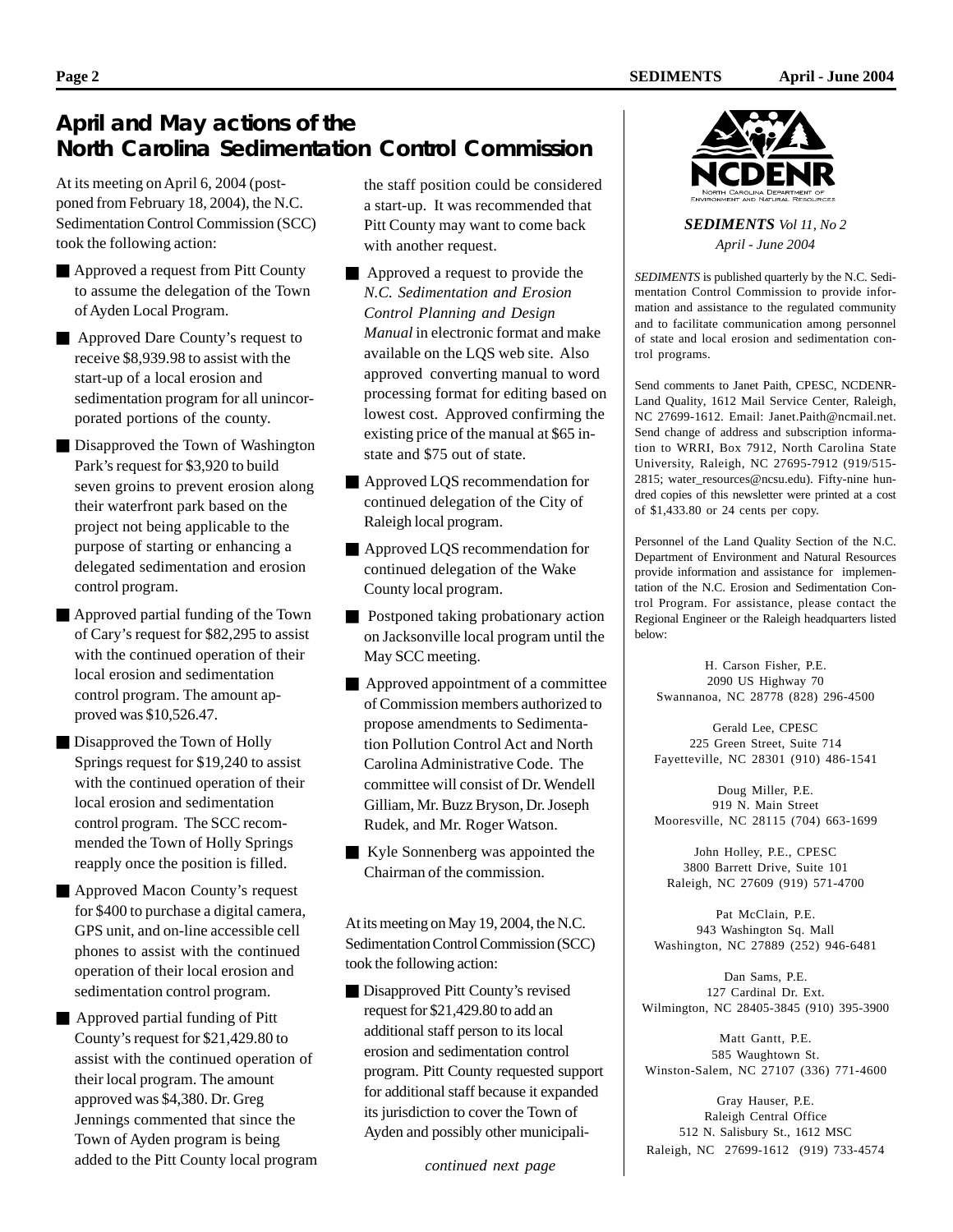## April and May actions of the North Carolina Sedimentation Control Commission

At its meeting on April 6, 2004 (postponed from February 18, 2004), the N.C. Sedimentation Control Commission (SCC) took the following action:

- Approved a request from Pitt County to assume the delegation of the Town of Ayden Local Program.
- Approved Dare County's request to receive $8,939.98 to assist with the start-up of a local erosion and sedimentation program for all unincorporated portions of the county.
- Disapproved the Town of Washington Park's request for $3,920 to build seven groins to prevent erosion along their waterfront park based on the project not being applicable to the purpose of starting or enhancing a delegated sedimentation and erosion control program.
- Approved partial funding of the Town of Cary's request for $82,295 to assist with the continued operation of their local erosion and sedimentation control program. The amount approved was $10,526.47.
- Disapproved the Town of Holly Springs request for $19,240 to assist with the continued operation of their local erosion and sedimentation control program. The SCC recommended the Town of Holly Springs reapply once the position is filled.
- Approved Macon County's request for $400 to purchase a digital camera, GPS unit, and on-line accessible cell phones to assist with the continued operation of their local erosion and sedimentation control program.
- Approved partial funding of Pitt County's request for $21,429.80 to assist with the continued operation of their local program. The amount approved was $4,380. Dr. Greg Jennings commented that since the Town of Ayden program is being added to the Pitt County local program the staff position could be considered a start-up. It was recommended that Pitt County may want to come back with another request.
- Approved a request to provide the *N.C. Sedimentation and Erosion Control Planning and Design Manual* in electronic format and make available on the LQS web site. Also approved converting manual to word processing format for editing based on lowest cost. Approved confirming the existing price of the manual at $65 in-state and $75 out of state.
- Approved LQS recommendation for continued delegation of the City of Raleigh local program.
- Approved LQS recommendation for continued delegation of the Wake County local program.
- Postponed taking probationary action on Jacksonville local program until the May SCC meeting.
- Approved appointment of a committee of Commission members authorized to propose amendments to Sedimentation Pollution Control Act and North Carolina Administrative Code. The committee will consist of Dr. Wendell Gilliam, Mr. Buzz Bryson, Dr. Joseph Rudek, and Mr. Roger Watson.
- Kyle Sonnenberg was appointed the Chairman of the commission.

At its meeting on May 19, 2004, the N.C. Sedimentation Control Commission (SCC) took the following action:

- Disapproved Pitt County's revised request for $21,429.80 to add an additional staff person to its local erosion and sedimentation control program. Pitt County requested support for additional staff because it expanded its jurisdiction to cover the Town of Ayden and possibly other municipali-

*continued next page*

NCDENR
North Carolina Department of Environment and Natural Resources

***SEDIMENTS** Vol 11, No 2*
*April - June 2004*

*SEDIMENTS* is published quarterly by the N.C. Sedimentation Control Commission to provide information and assistance to the regulated community and to facilitate communication among personnel of state and local erosion and sedimentation control programs.

Send comments to Janet Paith, CPESC, NCDENR-Land Quality, 1612 Mail Service Center, Raleigh, NC 27699-1612. Email: Janet.Paith@ncmail.net. Send change of address and subscription information to WRRI, Box 7912, North Carolina State University, Raleigh, NC 27695-7912 (919/515-2815; water_resources@ncsu.edu). Fifty-nine hundred copies of this newsletter were printed at a cost of $1,433.80 or 24 cents per copy.

Personnel of the Land Quality Section of the N.C. Department of Environment and Natural Resources provide information and assistance for implementation of the N.C. Erosion and Sedimentation Control Program. For assistance, please contact the Regional Engineer or the Raleigh headquarters listed below:

H. Carson Fisher, P.E.
2090 US Highway 70
Swannanoa, NC 28778 (828) 296-4500

Gerald Lee, CPESC
225 Green Street, Suite 714
Fayetteville, NC 28301 (910) 486-1541

Doug Miller, P.E.
919 N. Main Street
Mooresville, NC 28115 (704) 663-1699

John Holley, P.E., CPESC
3800 Barrett Drive, Suite 101
Raleigh, NC 27609 (919) 571-4700

Pat McClain, P.E.
943 Washington Sq. Mall
Washington, NC 27889 (252) 946-6481

Dan Sams, P.E.
127 Cardinal Dr. Ext.
Wilmington, NC 28405-3845 (910) 395-3900

Matt Gantt, P.E.
585 Waughtown St.
Winston-Salem, NC 27107 (336) 771-4600

Gray Hauser, P.E.
Raleigh Central Office
512 N. Salisbury St., 1612 MSC
Raleigh, NC 27699-1612 (919) 733-4574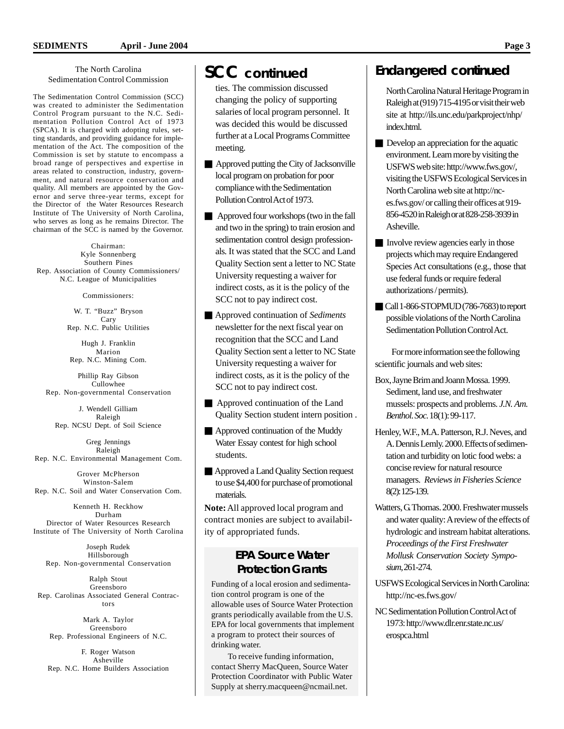The North Carolina Sedimentation Control Commission

The Sedimentation Control Commission (SCC) was created to administer the Sedimentation Control Program pursuant to the N.C. Sedimentation Pollution Control Act of 1973 (SPCA). It is charged with adopting rules, setting standards, and providing guidance for implementation of the Act. The composition of the Commission is set by statute to encompass a broad range of perspectives and expertise in areas related to construction, industry, government, and natural resource conservation and quality. All members are appointed by the Governor and serve three-year terms, except for the Director of the Water Resources Research Institute of The University of North Carolina, who serves as long as he remains Director. The chairman of the SCC is named by the Governor.

Chairman:
Kyle Sonnenberg
Southern Pines
Rep. Association of County Commissioners/ N.C. League of Municipalities

Commissioners:

W. T. "Buzz" Bryson
Cary
Rep. N.C. Public Utilities

Hugh J. Franklin
Marion
Rep. N.C. Mining Com.

Phillip Ray Gibson
Cullowhee
Rep. Non-governmental Conservation

J. Wendell Gilliam
Raleigh
Rep. NCSU Dept. of Soil Science

Greg Jennings
Raleigh
Rep. N.C. Environmental Management Com.

Grover McPherson
Winston-Salem
Rep. N.C. Soil and Water Conservation Com.

Kenneth H. Reckhow
Durham
Director of Water Resources Research Institute of The University of North Carolina

Joseph Rudek
Hillsborough
Rep. Non-governmental Conservation

Ralph Stout
Greensboro
Rep. Carolinas Associated General Contractors

Mark A. Taylor
Greensboro
Rep. Professional Engineers of N.C.

F. Roger Watson
Asheville
Rep. N.C. Home Builders Association

## SCC continued

ties. The commission discussed changing the policy of supporting salaries of local program personnel. It was decided this would be discussed further at a Local Programs Committee meeting.

- Approved putting the City of Jacksonville local program on probation for poor compliance with the Sedimentation Pollution Control Act of 1973.
- Approved four workshops (two in the fall and two in the spring) to train erosion and sedimentation control design professionals. It was stated that the SCC and Land Quality Section sent a letter to NC State University requesting a waiver for indirect costs, as it is the policy of the SCC not to pay indirect cost.
- Approved continuation of *Sediments* newsletter for the next fiscal year on recognition that the SCC and Land Quality Section sent a letter to NC State University requesting a waiver for indirect costs, as it is the policy of the SCC not to pay indirect cost.
- Approved continuation of the Land Quality Section student intern position .
- Approved continuation of the Muddy Water Essay contest for high school students.
- Approved a Land Quality Section request to use $4,400 for purchase of promotional materials.

**Note:** All approved local program and contract monies are subject to availability of appropriated funds.

### EPA Source Water Protection Grants

Funding of a local erosion and sedimentation control program is one of the allowable uses of Source Water Protection grants periodically available from the U.S. EPA for local governments that implement a program to protect their sources of drinking water.

To receive funding information, contact Sherry MacQueen, Source Water Protection Coordinator with Public Water Supply at sherry.macqueen@ncmail.net.

## Endangered continued

North Carolina Natural Heritage Program in Raleigh at (919) 715-4195 or visit their web site at http://ils.unc.edu/parkproject/nhp/index.html.

- Develop an appreciation for the aquatic environment. Learn more by visiting the USFWS web site: http://www.fws.gov/, visiting the USFWS Ecological Services in North Carolina web site at http://nc-es.fws.gov/ or calling their offices at 919-856-4520 in Raleigh or at 828-258-3939 in Asheville.
- Involve review agencies early in those projects which may require Endangered Species Act consultations (e.g., those that use federal funds or require federal authorizations / permits).
- Call 1-866-STOPMUD (786-7683) to report possible violations of the North Carolina Sedimentation Pollution Control Act.

For more information see the following scientific journals and web sites:

Box, Jayne Brim and Joann Mossa. 1999. Sediment, land use, and freshwater mussels: prospects and problems. *J.N. Am. Benthol. Soc.* 18(1): 99-117.

Henley, W.F., M.A. Patterson, R.J. Neves, and A. Dennis Lemly. 2000. Effects of sedimentation and turbidity on lotic food webs: a concise review for natural resource managers. *Reviews in Fisheries Science* 8(2): 125-139.

Watters, G. Thomas. 2000. Freshwater mussels and water quality: A review of the effects of hydrologic and instream habitat alterations. *Proceedings of the First Freshwater Mollusk Conservation Society Symposium*, 261-274.

USFWS Ecological Services in North Carolina: http://nc-es.fws.gov/

NC Sedimentation Pollution Control Act of 1973: http://www.dlr.enr.state.nc.us/erospca.html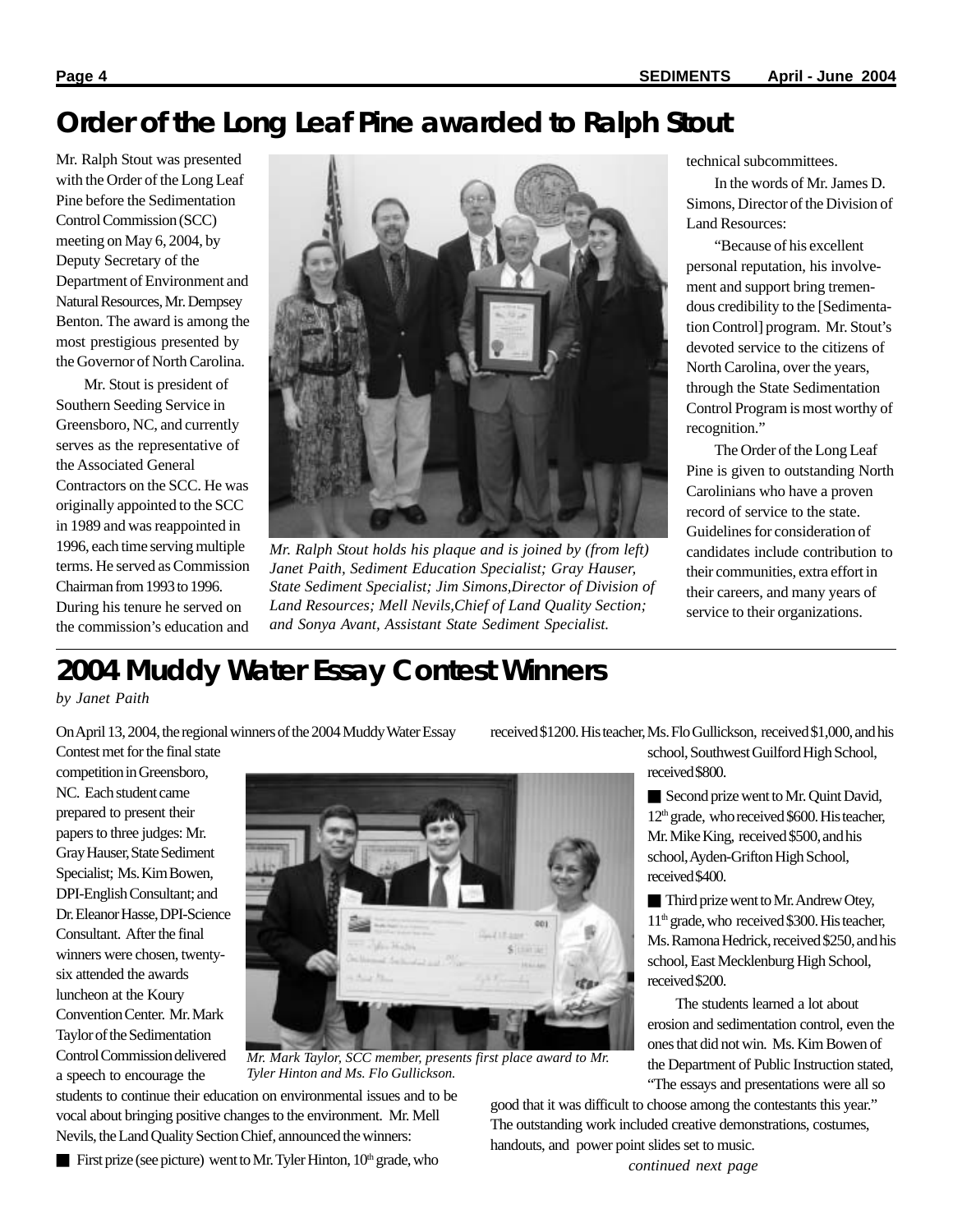# Order of the Long Leaf Pine awarded to Ralph Stout

Mr. Ralph Stout was presented with the Order of the Long Leaf Pine before the Sedimentation Control Commission (SCC) meeting on May 6, 2004, by Deputy Secretary of the Department of Environment and Natural Resources, Mr. Dempsey Benton. The award is among the most prestigious presented by the Governor of North Carolina.

Mr. Stout is president of Southern Seeding Service in Greensboro, NC, and currently serves as the representative of the Associated General Contractors on the SCC. He was originally appointed to the SCC in 1989 and was reappointed in 1996, each time serving multiple terms. He served as Commission Chairman from 1993 to 1996. During his tenure he served on the commission's education and technical subcommittees.

*Mr. Ralph Stout holds his plaque and is joined by (from left) Janet Paith, Sediment Education Specialist; Gray Hauser, State Sediment Specialist; Jim Simons,Director of Division of Land Resources; Mell Nevils,Chief of Land Quality Section; and Sonya Avant, Assistant State Sediment Specialist.*

In the words of Mr. James D. Simons, Director of the Division of Land Resources:

"Because of his excellent personal reputation, his involvement and support bring tremendous credibility to the [Sedimentation Control] program. Mr. Stout's devoted service to the citizens of North Carolina, over the years, through the State Sedimentation Control Program is most worthy of recognition."

The Order of the Long Leaf Pine is given to outstanding North Carolinians who have a proven record of service to the state. Guidelines for consideration of candidates include contribution to their communities, extra effort in their careers, and many years of service to their organizations.

# 2004 Muddy Water Essay Contest Winners

*by Janet Paith*

On April 13, 2004, the regional winners of the 2004 Muddy Water Essay Contest met for the final state competition in Greensboro, NC. Each student came prepared to present their papers to three judges: Mr. Gray Hauser, State Sediment Specialist; Ms. Kim Bowen, DPI-English Consultant; and Dr. Eleanor Hasse, DPI-Science Consultant. After the final winners were chosen, twenty-six attended the awards luncheon at the Koury Convention Center. Mr. Mark Taylor of the Sedimentation Control Commission delivered a speech to encourage the students to continue their education on environmental issues and to be vocal about bringing positive changes to the environment. Mr. Mell Nevils, the Land Quality Section Chief, announced the winners:

*Mr. Mark Taylor, SCC member, presents first place award to Mr. Tyler Hinton and Ms. Flo Gullickson.*

- First prize (see picture) went to Mr. Tyler Hinton, 10th grade, who received $1200. His teacher, Ms. Flo Gullickson, received $1,000, and his school, Southwest Guilford High School, received $800.
- Second prize went to Mr. Quint David, 12th grade, who received $600. His teacher, Mr. Mike King, received $500, and his school, Ayden-Grifton High School, received $400.
- Third prize went to Mr. Andrew Otey, 11th grade, who received $300. His teacher, Ms. Ramona Hedrick, received $250, and his school, East Mecklenburg High School, received $200.

The students learned a lot about erosion and sedimentation control, even the ones that did not win. Ms. Kim Bowen of the Department of Public Instruction stated, "The essays and presentations were all so good that it was difficult to choose among the contestants this year." The outstanding work included creative demonstrations, costumes, handouts, and power point slides set to music.

*continued next page*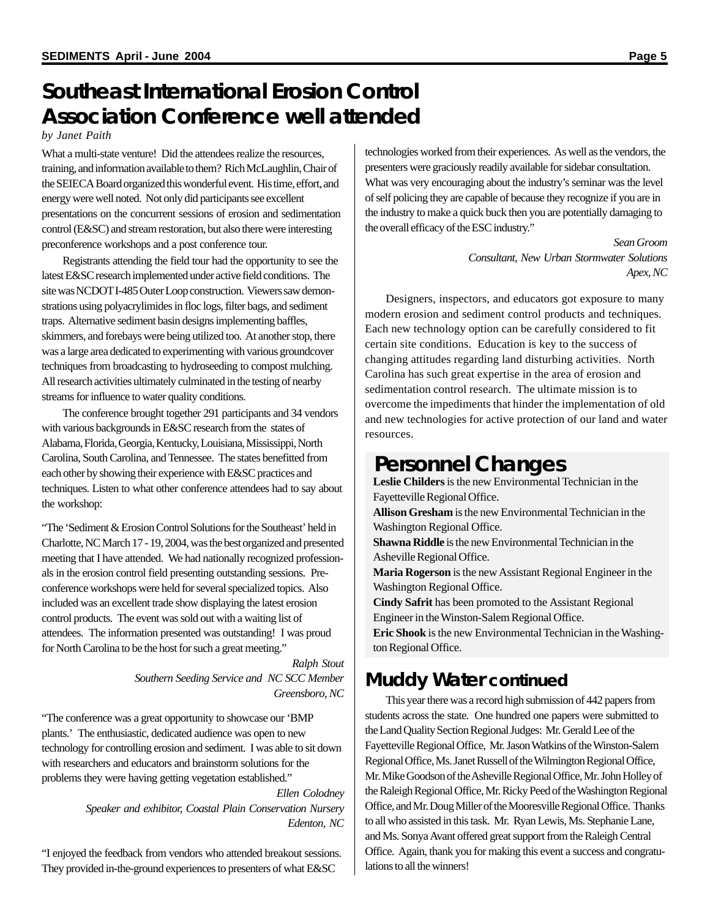# Southeast International Erosion Control Association Conference well attended

*by Janet Paith*

What a multi-state venture! Did the attendees realize the resources, training, and information available to them? Rich McLaughlin, Chair of the SEIECA Board organized this wonderful event. His time, effort, and energy were well noted. Not only did participants see excellent presentations on the concurrent sessions of erosion and sedimentation control (E&SC) and stream restoration, but also there were interesting preconference workshops and a post conference tour.

Registrants attending the field tour had the opportunity to see the latest E&SC research implemented under active field conditions. The site was NCDOT I-485 Outer Loop construction. Viewers saw demonstrations using polyacrylimides in floc logs, filter bags, and sediment traps. Alternative sediment basin designs implementing baffles, skimmers, and forebays were being utilized too. At another stop, there was a large area dedicated to experimenting with various groundcover techniques from broadcasting to hydroseeding to compost mulching. All research activities ultimately culminated in the testing of nearby streams for influence to water quality conditions.

The conference brought together 291 participants and 34 vendors with various backgrounds in E&SC research from the states of Alabama, Florida, Georgia, Kentucky, Louisiana, Mississippi, North Carolina, South Carolina, and Tennessee. The states benefitted from each other by showing their experience with E&SC practices and techniques. Listen to what other conference attendees had to say about the workshop:

"The 'Sediment & Erosion Control Solutions for the Southeast' held in Charlotte, NC March 17 - 19, 2004, was the best organized and presented meeting that I have attended. We had nationally recognized professionals in the erosion control field presenting outstanding sessions. Pre-conference workshops were held for several specialized topics. Also included was an excellent trade show displaying the latest erosion control products. The event was sold out with a waiting list of attendees. The information presented was outstanding! I was proud for North Carolina to be the host for such a great meeting."

*Ralph Stout*
*Southern Seeding Service and NC SCC Member*
*Greensboro, NC*

"The conference was a great opportunity to showcase our 'BMP plants.' The enthusiastic, dedicated audience was open to new technology for controlling erosion and sediment. I was able to sit down with researchers and educators and brainstorm solutions for the problems they were having getting vegetation established."

*Ellen Colodney*
*Speaker and exhibitor, Coastal Plain Conservation Nursery*
*Edenton, NC*

"I enjoyed the feedback from vendors who attended breakout sessions. They provided in-the-ground experiences to presenters of what E&SC technologies worked from their experiences. As well as the vendors, the presenters were graciously readily available for sidebar consultation. What was very encouraging about the industry's seminar was the level of self policing they are capable of because they recognize if you are in the industry to make a quick buck then you are potentially damaging to the overall efficacy of the ESC industry."

*Sean Groom*
*Consultant, New Urban Stormwater Solutions*
*Apex, NC*

Designers, inspectors, and educators got exposure to many modern erosion and sediment control products and techniques. Each new technology option can be carefully considered to fit certain site conditions. Education is key to the success of changing attitudes regarding land disturbing activities. North Carolina has such great expertise in the area of erosion and sedimentation control research. The ultimate mission is to overcome the impediments that hinder the implementation of old and new technologies for active protection of our land and water resources.

## Personnel Changes

**Leslie Childers** is the new Environmental Technician in the Fayetteville Regional Office.
**Allison Gresham** is the new Environmental Technician in the Washington Regional Office.
**Shawna Riddle** is the new Environmental Technician in the Asheville Regional Office.
**Maria Rogerson** is the new Assistant Regional Engineer in the Washington Regional Office.
**Cindy Safrit** has been promoted to the Assistant Regional Engineer in the Winston-Salem Regional Office.
**Eric Shook** is the new Environmental Technician in the Washington Regional Office.

## Muddy Water continued

This year there was a record high submission of 442 papers from students across the state. One hundred one papers were submitted to the Land Quality Section Regional Judges: Mr. Gerald Lee of the Fayetteville Regional Office, Mr. Jason Watkins of the Winston-Salem Regional Office, Ms. Janet Russell of the Wilmington Regional Office, Mr. Mike Goodson of the Asheville Regional Office, Mr. John Holley of the Raleigh Regional Office, Mr. Ricky Peed of the Washington Regional Office, and Mr. Doug Miller of the Mooresville Regional Office. Thanks to all who assisted in this task. Mr. Ryan Lewis, Ms. Stephanie Lane, and Ms. Sonya Avant offered great support from the Raleigh Central Office. Again, thank you for making this event a success and congratulations to all the winners!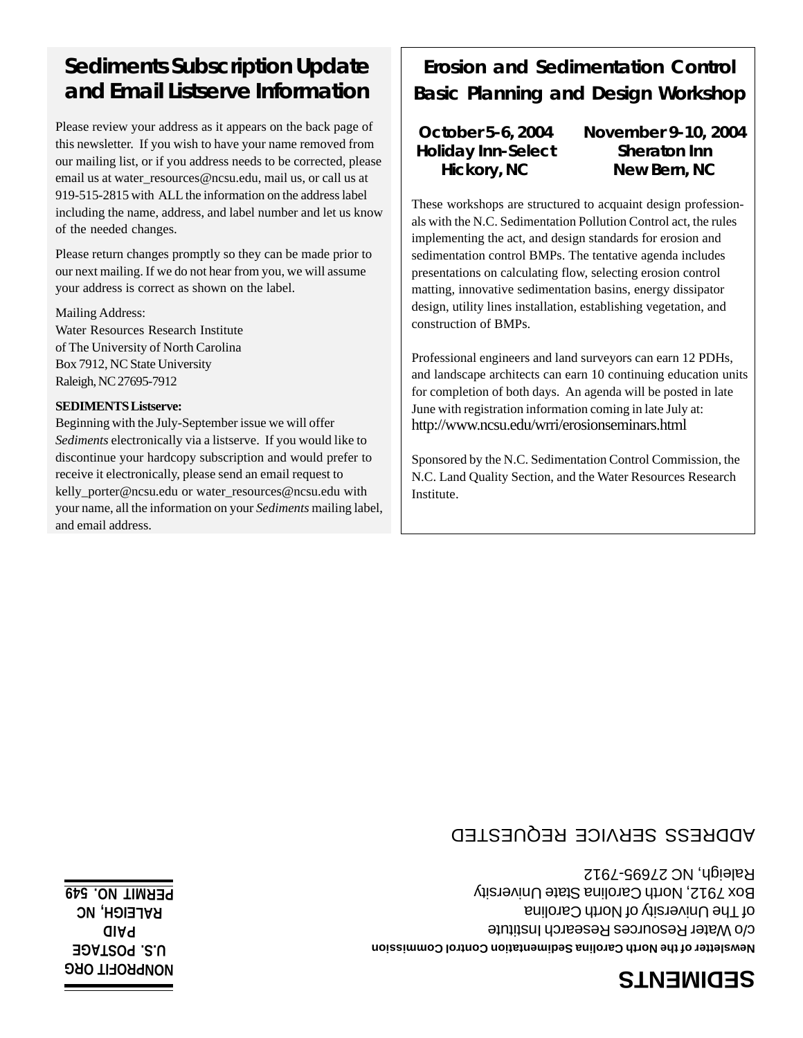## Sediments Subscription Update and Email Listserve Information

Please review your address as it appears on the back page of this newsletter. If you wish to have your name removed from our mailing list, or if you address needs to be corrected, please email us at water_resources@ncsu.edu, mail us, or call us at 919-515-2815 with ALL the information on the address label including the name, address, and label number and let us know of the needed changes.

Please return changes promptly so they can be made prior to our next mailing. If we do not hear from you, we will assume your address is correct as shown on the label.

Mailing Address:
Water Resources Research Institute
of The University of North Carolina
Box 7912, NC State University
Raleigh, NC 27695-7912

**SEDIMENTS Listserve:**
Beginning with the July-September issue we will offer *Sediments* electronically via a listserve. If you would like to discontinue your hardcopy subscription and would prefer to receive it electronically, please send an email request to kelly_porter@ncsu.edu or water_resources@ncsu.edu with your name, all the information on your *Sediments* mailing label, and email address.

## Erosion and Sedimentation Control Basic Planning and Design Workshop

**October 5-6, 2004**
**Holiday Inn-Select**
**Hickory, NC**

**November 9-10, 2004**
**Sheraton Inn**
**New Bern, NC**

These workshops are structured to acquaint design professionals with the N.C. Sedimentation Pollution Control act, the rules implementing the act, and design standards for erosion and sedimentation control BMPs. The tentative agenda includes presentations on calculating flow, selecting erosion control matting, innovative sedimentation basins, energy dissipator design, utility lines installation, establishing vegetation, and construction of BMPs.

Professional engineers and land surveyors can earn 12 PDHs, and landscape architects can earn 10 continuing education units for completion of both days. An agenda will be posted in late June with registration information coming in late July at:
http://www.ncsu.edu/wrri/erosionseminars.html

Sponsored by the N.C. Sedimentation Control Commission, the N.C. Land Quality Section, and the Water Resources Research Institute.

**SEDIMENTS**

**Newsletter of the North Carolina Sedimentation Control Commission**

c/o Water Resources Research Institute
of The University of North Carolina
Box 7912, North Carolina State University
Raleigh, NC 27695-7912

ADDRESS SERVICE REQUESTED

**NONPROFIT ORG**
**U.S. POSTAGE**
**PAID**
**RALEIGH, NC**
**PERMIT NO. 549**